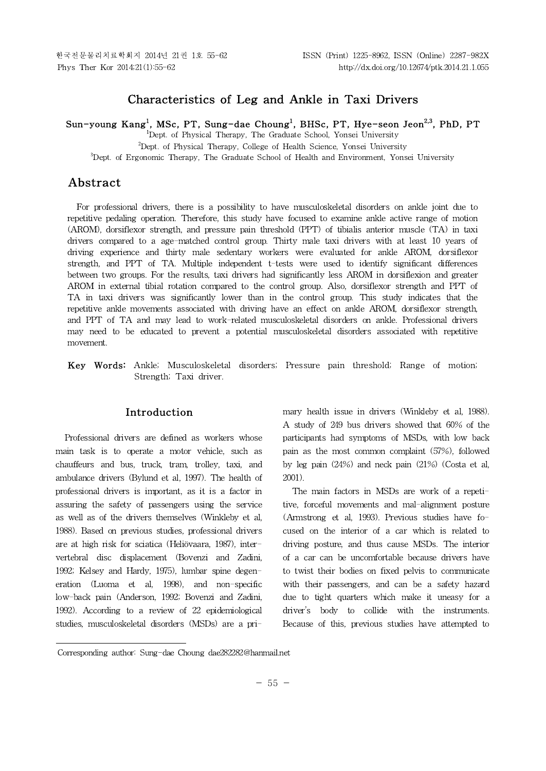# Characteristics of Leg and Ankle in Taxi Drivers

**Sun-young Kang[1], MSc, PT, Sung-dae Choung[1], BHSc, PT, Hye-seon Jeon[2,3], PhD, PT**

[1]Dept. of Physical Therapy, The Graduate School, Yonsei University

[2]Dept. of Physical Therapy, College of Health Science, Yonsei University

[3]Dept. of Ergonomic Therapy, The Graduate School of Health and Environment, Yonsei University

## Abstract

For professional drivers, there is a possibility to have musculoskeletal disorders on ankle joint due to repetitive pedaling operation. Therefore, this study have focused to examine ankle active range of motion (AROM), dorsiflexor strength, and pressure pain threshold (PPT) of tibialis anterior muscle (TA) in taxi drivers compared to a age-matched control group. Thirty male taxi drivers with at least 10 years of driving experience and thirty male sedentary workers were evaluated for ankle AROM, dorsiflexor strength, and PPT of TA. Multiple independent t-tests were used to identify significant differences between two groups. For the results, taxi drivers had significantly less AROM in dorsiflexion and greater AROM in external tibial rotation compared to the control group. Also, dorsiflexor strength and PPT of TA in taxi drivers was significantly lower than in the control group. This study indicates that the repetitive ankle movements associated with driving have an effect on ankle AROM, dorsiflexor strength, and PPT of TA and may lead to work-related musculoskeletal disorders on ankle. Professional drivers may need to be educated to prevent a potential musculoskeletal disorders associated with repetitive movement.

**Key Words:** Ankle; Musculoskeletal disorders; Pressure pain threshold; Range of motion; Strength; Taxi driver.

## Introduction

Professional drivers are defined as workers whose main task is to operate a motor vehicle, such as chauffeurs and bus, truck, tram, trolley, taxi, and ambulance drivers (Bylund et al, 1997). The health of professional drivers is important, as it is a factor in assuring the safety of passengers using the service as well as of the drivers themselves (Winkleby et al, 1988). Based on previous studies, professional drivers are at high risk for sciatica (Heliövaara, 1987), intervertebral disc displacement (Bovenzi and Zadini, 1992; Kelsey and Hardy, 1975), lumbar spine degeneration (Luoma et al, 1998), and non-specific low-back pain (Anderson, 1992; Bovenzi and Zadini, 1992). According to a review of 22 epidemiological studies, musculoskeletal disorders (MSDs) are a primary health issue in drivers (Winkleby et al, 1988). A study of 249 bus drivers showed that 60% of the participants had symptoms of MSDs, with low back pain as the most common complaint (57%), followed by leg pain (24%) and neck pain (21%) (Costa et al, 2001).

The main factors in MSDs are work of a repetitive, forceful movements and mal-alignment posture (Armstrong et al, 1993). Previous studies have focused on the interior of a car which is related to driving posture, and thus cause MSDs. The interior of a car can be uncomfortable because drivers have to twist their bodies on fixed pelvis to communicate with their passengers, and can be a safety hazard due to tight quarters which make it uneasy for a driver's body to collide with the instruments. Because of this, previous studies have attempted to

Corresponding author: Sung-dae Choung dae282282@hanmail.net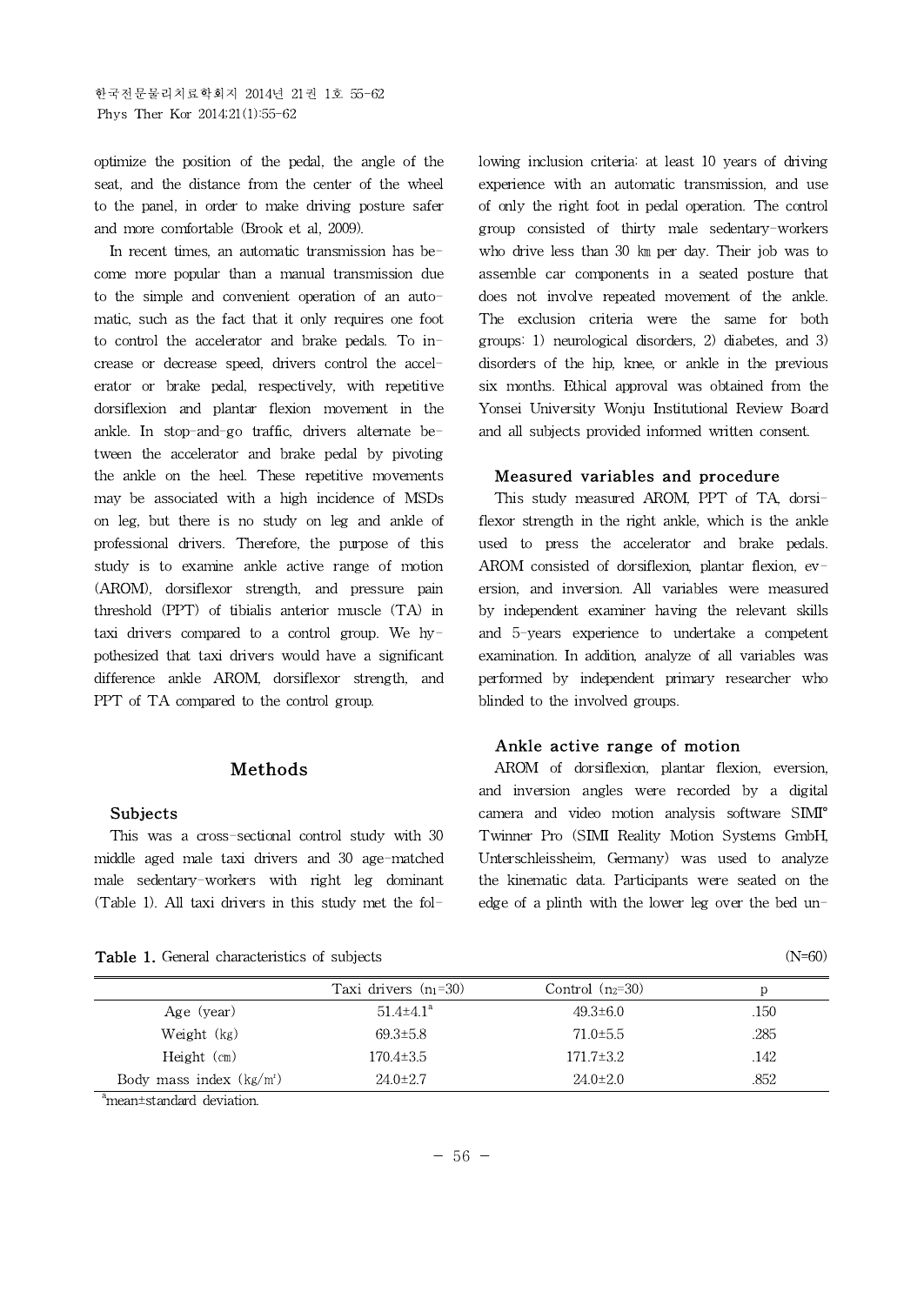optimize the position of the pedal, the angle of the seat, and the distance from the center of the wheel to the panel, in order to make driving posture safer and more comfortable (Brook et al, 2009).

In recent times, an automatic transmission has become more popular than a manual transmission due to the simple and convenient operation of an automatic, such as the fact that it only requires one foot to control the accelerator and brake pedals. To increase or decrease speed, drivers control the accelerator or brake pedal, respectively, with repetitive dorsiflexion and plantar flexion movement in the ankle. In stop-and-go traffic, drivers alternate between the accelerator and brake pedal by pivoting the ankle on the heel. These repetitive movements may be associated with a high incidence of MSDs on leg, but there is no study on leg and ankle of professional drivers. Therefore, the purpose of this study is to examine ankle active range of motion (AROM), dorsiflexor strength, and pressure pain threshold (PPT) of tibialis anterior muscle (TA) in taxi drivers compared to a control group. We hypothesized that taxi drivers would have a significant difference ankle AROM, dorsiflexor strength, and PPT of TA compared to the control group.

## Methods

### Subjects

This was a cross-sectional control study with 30 middle aged male taxi drivers and 30 age-matched male sedentary-workers with right leg dominant (Table 1). All taxi drivers in this study met the following inclusion criteria: at least 10 years of driving experience with an automatic transmission, and use of only the right foot in pedal operation. The control group consisted of thirty male sedentary-workers who drive less than 30 ㎞ per day. Their job was to assemble car components in a seated posture that does not involve repeated movement of the ankle. The exclusion criteria were the same for both groups: 1) neurological disorders, 2) diabetes, and 3) disorders of the hip, knee, or ankle in the previous six months. Ethical approval was obtained from the Yonsei University Wonju Institutional Review Board and all subjects provided informed written consent.

### Measured variables and procedure

This study measured AROM, PPT of TA, dorsiflexor strength in the right ankle, which is the ankle used to press the accelerator and brake pedals. AROM consisted of dorsiflexion, plantar flexion, eversion, and inversion. All variables were measured by independent examiner having the relevant skills and 5-years experience to undertake a competent examination. In addition, analyze of all variables was performed by independent primary researcher who blinded to the involved groups.

### Ankle active range of motion

AROM of dorsiflexion, plantar flexion, eversion, and inversion angles were recorded by a digital camera and video motion analysis software SIMI® Twinner Pro (SIMI Reality Motion Systems GmbH, Unterschleissheim, Germany) was used to analyze the kinematic data. Participants were seated on the edge of a plinth with the lower leg over the bed un-

**Table 1.** General characteristics of subjects (N=60)

| | Taxi drivers ($n_1$=30) | Control ($n_2$=30) | p |
|---|---|---|---|
| Age (year) | 51.4±4.1[a] | 49.3±6.0 | .150 |
| Weight (㎏) | 69.3±5.8 | 71.0±5.5 | .285 |
| Height (㎝) | 170.4±3.5 | 171.7±3.2 | .142 |
| Body mass index (㎏/㎡) | 24.0±2.7 | 24.0±2.0 | .852 |

[a]mean±standard deviation.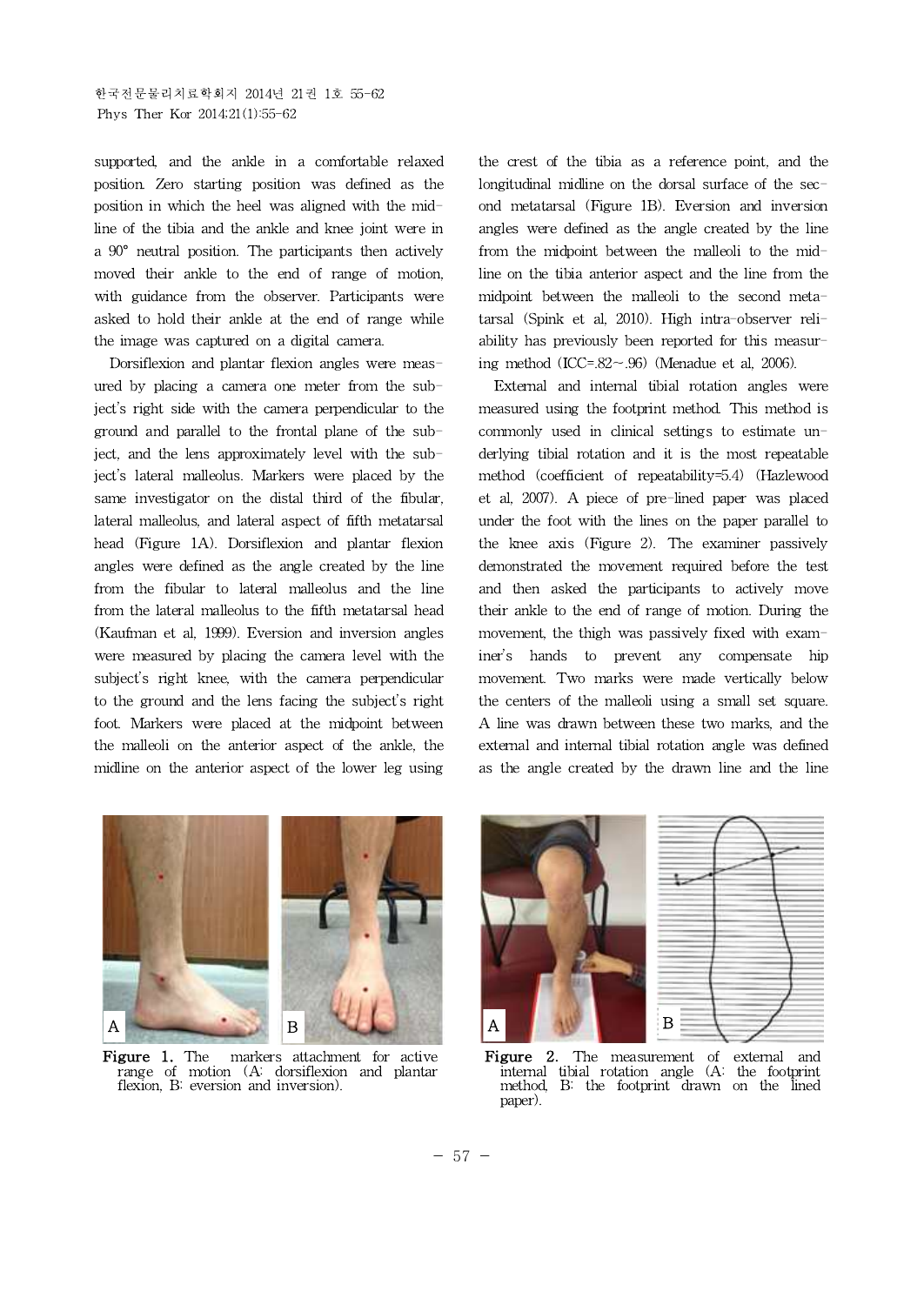supported, and the ankle in a comfortable relaxed position. Zero starting position was defined as the position in which the heel was aligned with the midline of the tibia and the ankle and knee joint were in a 90° neutral position. The participants then actively moved their ankle to the end of range of motion, with guidance from the observer. Participants were asked to hold their ankle at the end of range while the image was captured on a digital camera.

Dorsiflexion and plantar flexion angles were measured by placing a camera one meter from the subject's right side with the camera perpendicular to the ground and parallel to the frontal plane of the subject, and the lens approximately level with the subject's lateral malleolus. Markers were placed by the same investigator on the distal third of the fibular, lateral malleolus, and lateral aspect of fifth metatarsal head (Figure 1A). Dorsiflexion and plantar flexion angles were defined as the angle created by the line from the fibular to lateral malleolus and the line from the lateral malleolus to the fifth metatarsal head (Kaufman et al, 1999). Eversion and inversion angles were measured by placing the camera level with the subject's right knee, with the camera perpendicular to the ground and the lens facing the subject's right foot. Markers were placed at the midpoint between the malleoli on the anterior aspect of the ankle, the midline on the anterior aspect of the lower leg using the crest of the tibia as a reference point, and the longitudinal midline on the dorsal surface of the second metatarsal (Figure 1B). Eversion and inversion angles were defined as the angle created by the line from the midpoint between the malleoli to the midline on the tibia anterior aspect and the line from the midpoint between the malleoli to the second metatarsal (Spink et al, 2010). High intra-observer reliability has previously been reported for this measuring method (ICC=.82~.96) (Menadue et al, 2006).

External and internal tibial rotation angles were measured using the footprint method. This method is commonly used in clinical settings to estimate underlying tibial rotation and it is the most repeatable method (coefficient of repeatability=5.4) (Hazlewood et al, 2007). A piece of pre-lined paper was placed under the foot with the lines on the paper parallel to the knee axis (Figure 2). The examiner passively demonstrated the movement required before the test and then asked the participants to actively move their ankle to the end of range of motion. During the movement, the thigh was passively fixed with examiner's hands to prevent any compensate hip movement. Two marks were made vertically below the centers of the malleoli using a small set square. A line was drawn between these two marks, and the external and internal tibial rotation angle was defined as the angle created by the drawn line and the line

**Figure 1.** The markers attachment for active range of motion (A: dorsiflexion and plantar flexion, B: eversion and inversion).

**Figure 2.** The measurement of external and internal tibial rotation angle (A: the footprint method, B: the footprint drawn on the lined paper).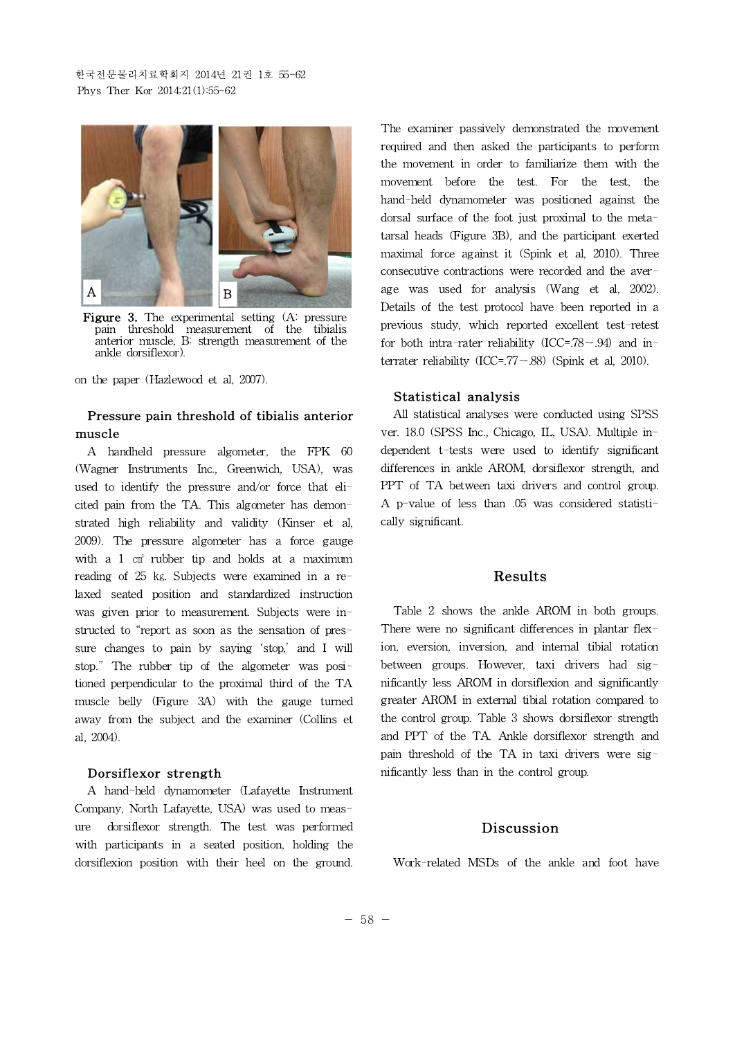Figure 3. The experimental setting (A: pressure pain threshold measurement of the tibialis anterior muscle, B: strength measurement of the ankle dorsiflexor).

on the paper (Hazlewood et al, 2007).

### Pressure pain threshold of tibialis anterior muscle

A handheld pressure algometer, the FPK 60 (Wagner Instruments Inc., Greenwich, USA), was used to identify the pressure and/or force that elicited pain from the TA. This algometer has demonstrated high reliability and validity (Kinser et al, 2009). The pressure algometer has a force gauge with a 1 ㎠ rubber tip and holds at a maximum reading of 25 ㎏. Subjects were examined in a relaxed seated position and standardized instruction was given prior to measurement. Subjects were instructed to "report as soon as the sensation of pressure changes to pain by saying 'stop,' and I will stop." The rubber tip of the algometer was positioned perpendicular to the proximal third of the TA muscle belly (Figure 3A) with the gauge turned away from the subject and the examiner (Collins et al, 2004).

### Dorsiflexor strength

A hand-held dynamometer (Lafayette Instrument Company, North Lafayette, USA) was used to measure dorsiflexor strength. The test was performed with participants in a seated position, holding the dorsiflexion position with their heel on the ground. The examiner passively demonstrated the movement required and then asked the participants to perform the movement in order to familiarize them with the movement before the test. For the test, the hand-held dynamometer was positioned against the dorsal surface of the foot just proximal to the metatarsal heads (Figure 3B), and the participant exerted maximal force against it (Spink et al, 2010). Three consecutive contractions were recorded and the average was used for analysis (Wang et al, 2002). Details of the test protocol have been reported in a previous study, which reported excellent test-retest for both intra-rater reliability (ICC=.78~.94) and interrater reliability (ICC=.77~.88) (Spink et al, 2010).

### Statistical analysis

All statistical analyses were conducted using SPSS ver. 18.0 (SPSS Inc., Chicago, IL, USA). Multiple independent t-tests were used to identify significant differences in ankle AROM, dorsiflexor strength, and PPT of TA between taxi drivers and control group. A p-value of less than .05 was considered statistically significant.

## Results

Table 2 shows the ankle AROM in both groups. There were no significant differences in plantar flexion, eversion, inversion, and internal tibial rotation between groups. However, taxi drivers had significantly less AROM in dorsiflexion and significantly greater AROM in external tibial rotation compared to the control group. Table 3 shows dorsiflexor strength and PPT of the TA. Ankle dorsiflexor strength and pain threshold of the TA in taxi drivers were significantly less than in the control group.

## Discussion

Work-related MSDs of the ankle and foot have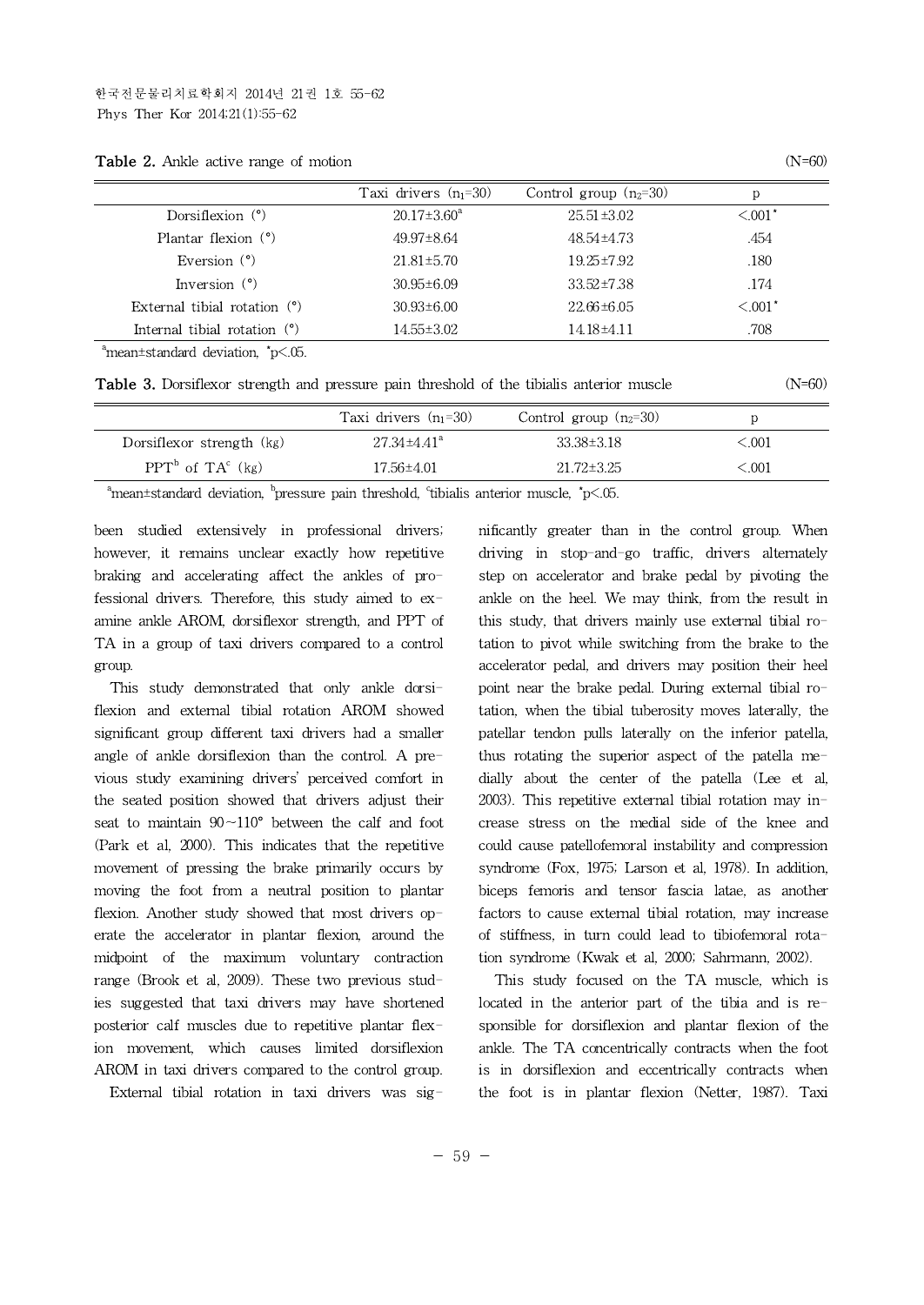**Table 2.** Ankle active range of motion (N=60)

| | Taxi drivers ($n_1$=30) | Control group ($n_2$=30) | p |
|---|---|---|---|
| Dorsiflexion (°) | 20.17±3.60[a] | 25.51±3.02 | <.001* |
| Plantar flexion (°) | 49.97±8.64 | 48.54±4.73 | .454 |
| Eversion (°) | 21.81±5.70 | 19.25±7.92 | .180 |
| Inversion (°) | 30.95±6.09 | 33.52±7.38 | .174 |
| External tibial rotation (°) | 30.93±6.00 | 22.66±6.05 | <.001* |
| Internal tibial rotation (°) | 14.55±3.02 | 14.18±4.11 | .708 |

[a]mean±standard deviation, *p<.05.

**Table 3.** Dorsiflexor strength and pressure pain threshold of the tibialis anterior muscle (N=60)

| | Taxi drivers ($n_1$=30) | Control group ($n_2$=30) | p |
|---|---|---|---|
| Dorsiflexor strength (kg) | 27.34±4.41[a] | 33.38±3.18 | <.001 |
| PPT[b] of TA[c] (kg) | 17.56±4.01 | 21.72±3.25 | <.001 |

[a]mean±standard deviation, [b]pressure pain threshold, [c]tibialis anterior muscle, *p<.05.

been studied extensively in professional drivers; however, it remains unclear exactly how repetitive braking and accelerating affect the ankles of professional drivers. Therefore, this study aimed to examine ankle AROM, dorsiflexor strength, and PPT of TA in a group of taxi drivers compared to a control group.

This study demonstrated that only ankle dorsiflexion and external tibial rotation AROM showed significant group different taxi drivers had a smaller angle of ankle dorsiflexion than the control. A previous study examining drivers' perceived comfort in the seated position showed that drivers adjust their seat to maintain 90~110° between the calf and foot (Park et al, 2000). This indicates that the repetitive movement of pressing the brake primarily occurs by moving the foot from a neutral position to plantar flexion. Another study showed that most drivers operate the accelerator in plantar flexion, around the midpoint of the maximum voluntary contraction range (Brook et al, 2009). These two previous studies suggested that taxi drivers may have shortened posterior calf muscles due to repetitive plantar flexion movement, which causes limited dorsiflexion AROM in taxi drivers compared to the control group.

External tibial rotation in taxi drivers was significantly greater than in the control group. When driving in stop-and-go traffic, drivers alternately step on accelerator and brake pedal by pivoting the ankle on the heel. We may think, from the result in this study, that drivers mainly use external tibial rotation to pivot while switching from the brake to the accelerator pedal, and drivers may position their heel point near the brake pedal. During external tibial rotation, when the tibial tuberosity moves laterally, the patellar tendon pulls laterally on the inferior patella, thus rotating the superior aspect of the patella medially about the center of the patella (Lee et al, 2003). This repetitive external tibial rotation may increase stress on the medial side of the knee and could cause patellofemoral instability and compression syndrome (Fox, 1975; Larson et al, 1978). In addition, biceps femoris and tensor fascia latae, as another factors to cause external tibial rotation, may increase of stiffness, in turn could lead to tibiofemoral rotation syndrome (Kwak et al, 2000; Sahrmann, 2002).

This study focused on the TA muscle, which is located in the anterior part of the tibia and is responsible for dorsiflexion and plantar flexion of the ankle. The TA concentrically contracts when the foot is in dorsiflexion and eccentrically contracts when the foot is in plantar flexion (Netter, 1987). Taxi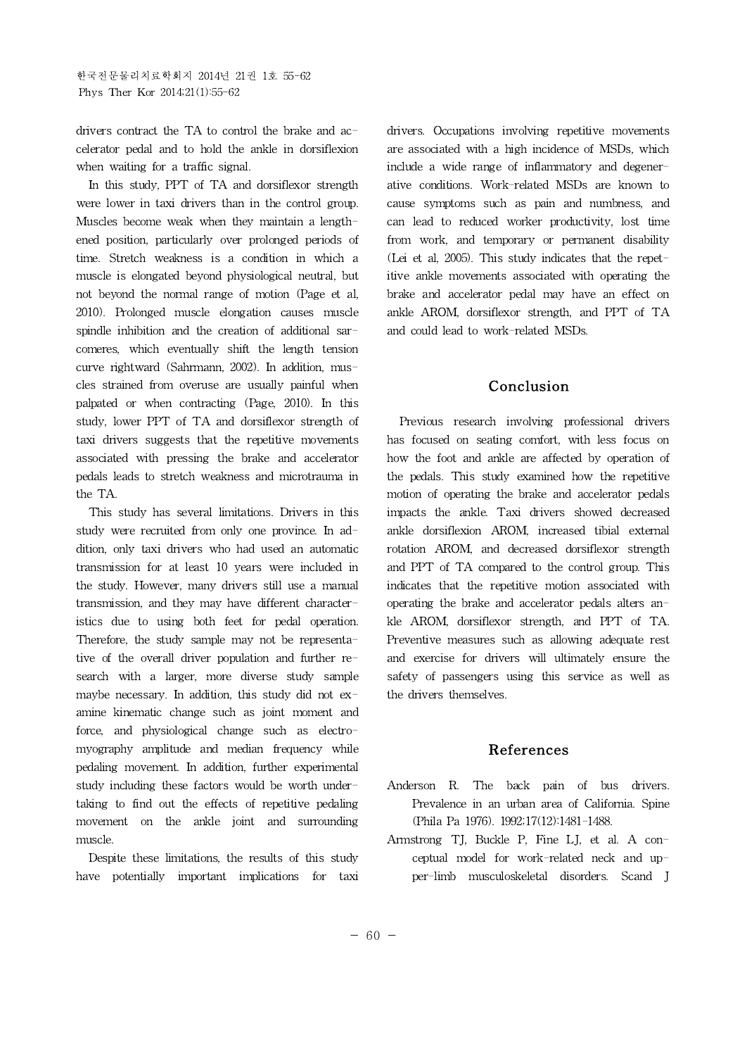drivers contract the TA to control the brake and accelerator pedal and to hold the ankle in dorsiflexion when waiting for a traffic signal.

In this study, PPT of TA and dorsiflexor strength were lower in taxi drivers than in the control group. Muscles become weak when they maintain a lengthened position, particularly over prolonged periods of time. Stretch weakness is a condition in which a muscle is elongated beyond physiological neutral, but not beyond the normal range of motion (Page et al, 2010). Prolonged muscle elongation causes muscle spindle inhibition and the creation of additional sarcomeres, which eventually shift the length tension curve rightward (Sahrmann, 2002). In addition, muscles strained from overuse are usually painful when palpated or when contracting (Page, 2010). In this study, lower PPT of TA and dorsiflexor strength of taxi drivers suggests that the repetitive movements associated with pressing the brake and accelerator pedals leads to stretch weakness and microtrauma in the TA.

This study has several limitations. Drivers in this study were recruited from only one province. In addition, only taxi drivers who had used an automatic transmission for at least 10 years were included in the study. However, many drivers still use a manual transmission, and they may have different characteristics due to using both feet for pedal operation. Therefore, the study sample may not be representative of the overall driver population and further research with a larger, more diverse study sample maybe necessary. In addition, this study did not examine kinematic change such as joint moment and force, and physiological change such as electromyography amplitude and median frequency while pedaling movement. In addition, further experimental study including these factors would be worth undertaking to find out the effects of repetitive pedaling movement on the ankle joint and surrounding muscle.

Despite these limitations, the results of this study have potentially important implications for taxi drivers. Occupations involving repetitive movements are associated with a high incidence of MSDs, which include a wide range of inflammatory and degenerative conditions. Work-related MSDs are known to cause symptoms such as pain and numbness, and can lead to reduced worker productivity, lost time from work, and temporary or permanent disability (Lei et al, 2005). This study indicates that the repetitive ankle movements associated with operating the brake and accelerator pedal may have an effect on ankle AROM, dorsiflexor strength, and PPT of TA and could lead to work-related MSDs.

## Conclusion

Previous research involving professional drivers has focused on seating comfort, with less focus on how the foot and ankle are affected by operation of the pedals. This study examined how the repetitive motion of operating the brake and accelerator pedals impacts the ankle. Taxi drivers showed decreased ankle dorsiflexion AROM, increased tibial external rotation AROM, and decreased dorsiflexor strength and PPT of TA compared to the control group. This indicates that the repetitive motion associated with operating the brake and accelerator pedals alters ankle AROM, dorsiflexor strength, and PPT of TA. Preventive measures such as allowing adequate rest and exercise for drivers will ultimately ensure the safety of passengers using this service as well as the drivers themselves.

## References

Anderson R. The back pain of bus drivers. Prevalence in an urban area of California. Spine (Phila Pa 1976). 1992;17(12):1481-1488.

Armstrong TJ, Buckle P, Fine LJ, et al. A conceptual model for work-related neck and upper-limb musculoskeletal disorders. Scand J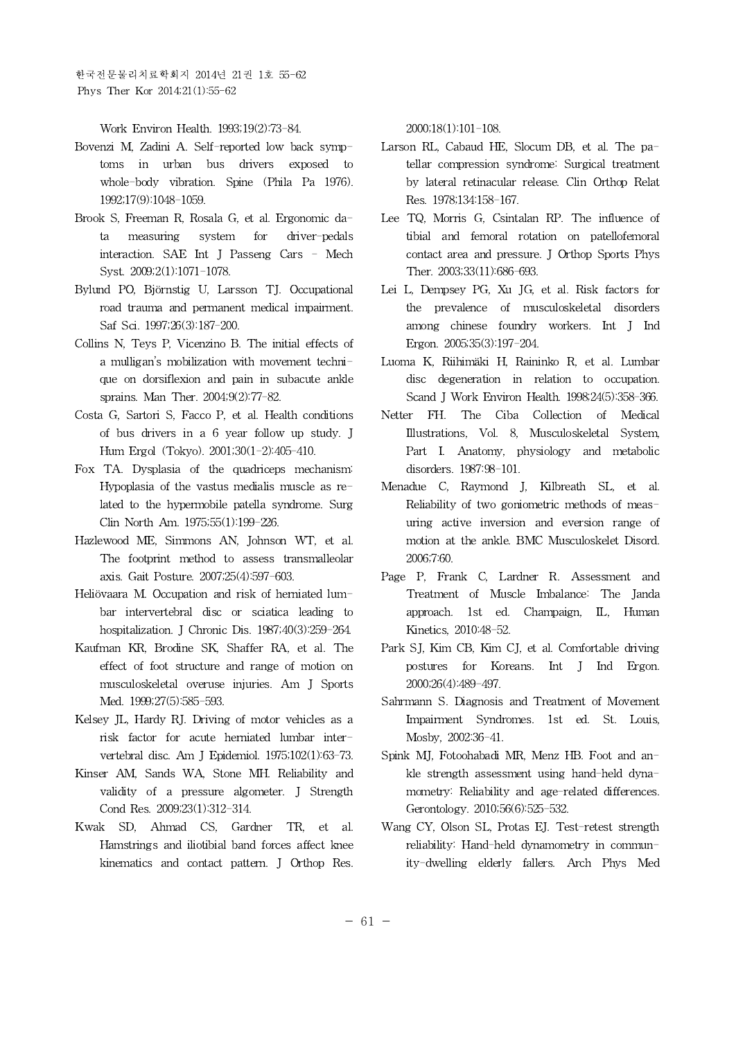Work Environ Health. 1993;19(2):73-84.

Bovenzi M, Zadini A. Self-reported low back symptoms in urban bus drivers exposed to whole-body vibration. Spine (Phila Pa 1976). 1992;17(9):1048-1059.

Brook S, Freeman R, Rosala G, et al. Ergonomic data measuring system for driver-pedals interaction. SAE Int J Passeng Cars - Mech Syst. 2009;2(1):1071-1078.

Bylund PO, Björnstig U, Larsson TJ. Occupational road trauma and permanent medical impairment. Saf Sci. 1997;26(3):187-200.

Collins N, Teys P, Vicenzino B. The initial effects of a mulligan's mobilization with movement technique on dorsiflexion and pain in subacute ankle sprains. Man Ther. 2004;9(2):77-82.

Costa G, Sartori S, Facco P, et al. Health conditions of bus drivers in a 6 year follow up study. J Hum Ergol (Tokyo). 2001;30(1-2):405-410.

Fox TA. Dysplasia of the quadriceps mechanism: Hypoplasia of the vastus medialis muscle as related to the hypermobile patella syndrome. Surg Clin North Am. 1975;55(1):199-226.

Hazlewood ME, Simmons AN, Johnson WT, et al. The footprint method to assess transmalleolar axis. Gait Posture. 2007;25(4):597-603.

Heliövaara M. Occupation and risk of herniated lumbar intervertebral disc or sciatica leading to hospitalization. J Chronic Dis. 1987;40(3):259-264.

Kaufman KR, Brodine SK, Shaffer RA, et al. The effect of foot structure and range of motion on musculoskeletal overuse injuries. Am J Sports Med. 1999;27(5):585-593.

Kelsey JL, Hardy RJ. Driving of motor vehicles as a risk factor for acute herniated lumbar intervertebral disc. Am J Epidemiol. 1975;102(1):63-73.

Kinser AM, Sands WA, Stone MH. Reliability and validity of a pressure algometer. J Strength Cond Res. 2009;23(1):312-314.

Kwak SD, Ahmad CS, Gardner TR, et al. Hamstrings and iliotibial band forces affect knee kinematics and contact pattern. J Orthop Res. 2000;18(1):101-108.

Larson RL, Cabaud HE, Slocum DB, et al. The patellar compression syndrome: Surgical treatment by lateral retinacular release. Clin Orthop Relat Res. 1978;134:158-167.

Lee TQ, Morris G, Csintalan RP. The influence of tibial and femoral rotation on patellofemoral contact area and pressure. J Orthop Sports Phys Ther. 2003;33(11):686-693.

Lei L, Dempsey PG, Xu JG, et al. Risk factors for the prevalence of musculoskeletal disorders among chinese foundry workers. Int J Ind Ergon. 2005;35(3):197-204.

Luoma K, Riihimäki H, Raininko R, et al. Lumbar disc degeneration in relation to occupation. Scand J Work Environ Health. 1998;24(5):358-366.

Netter FH. The Ciba Collection of Medical Illustrations, Vol. 8, Musculoskeletal System, Part I. Anatomy, physiology and metabolic disorders. 1987:98-101.

Menadue C, Raymond J, Kilbreath SL, et al. Reliability of two goniometric methods of measuring active inversion and eversion range of motion at the ankle. BMC Musculoskelet Disord. 2006;7:60.

Page P, Frank C, Lardner R. Assessment and Treatment of Muscle Imbalance: The Janda approach. 1st ed. Champaign, IL, Human Kinetics, 2010:48-52.

Park SJ, Kim CB, Kim CJ, et al. Comfortable driving postures for Koreans. Int J Ind Ergon. 2000;26(4):489-497.

Sahrmann S. Diagnosis and Treatment of Movement Impairment Syndromes. 1st ed. St. Louis, Mosby, 2002:36-41.

Spink MJ, Fotoohabadi MR, Menz HB. Foot and ankle strength assessment using hand-held dynamometry: Reliability and age-related differences. Gerontology. 2010;56(6):525-532.

Wang CY, Olson SL, Protas EJ. Test-retest strength reliability: Hand-held dynamometry in community-dwelling elderly fallers. Arch Phys Med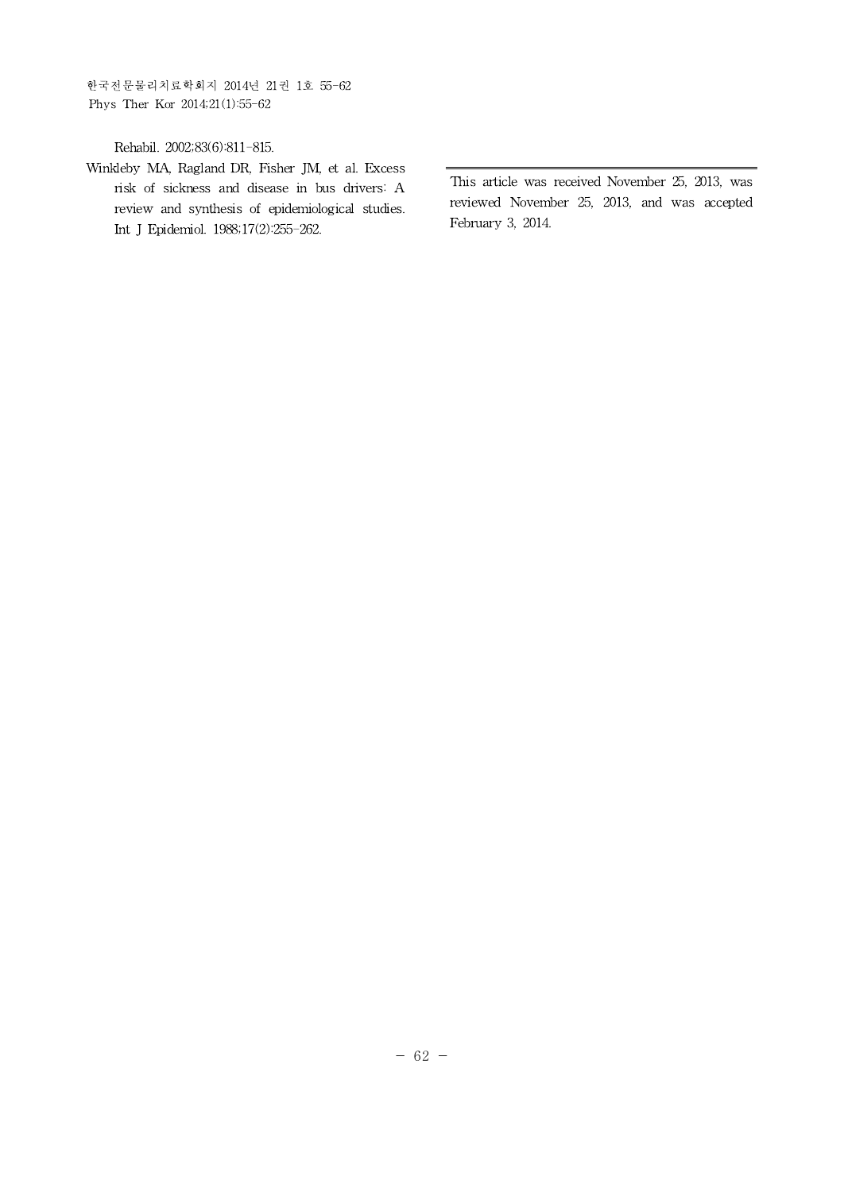Rehabil. 2002;83(6):811-815.

Winkleby MA, Ragland DR, Fisher JM, et al. Excess risk of sickness and disease in bus drivers: A review and synthesis of epidemiological studies. Int J Epidemiol. 1988;17(2):255-262.

This article was received November 25, 2013, was reviewed November 25, 2013, and was accepted February 3, 2014.